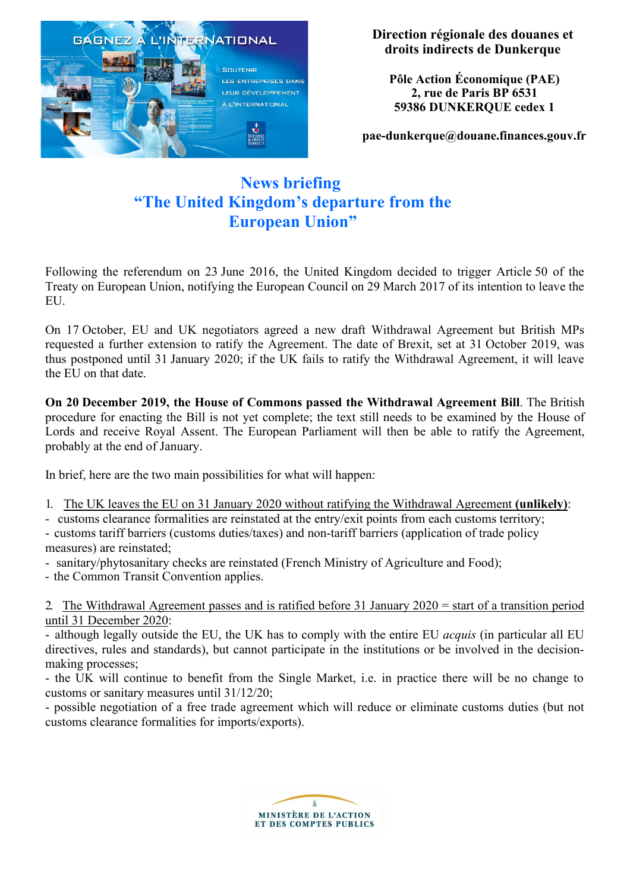**Direction régionale des douanes et droits indirects de Dunkerque**

**Pôle Action Économique (PAE)**
**2, rue de Paris BP 6531**
**59386 DUNKERQUE cedex 1**

**pae-dunkerque@douane.finances.gouv.fr**

# News briefing
# "The United Kingdom's departure from the European Union"

Following the referendum on 23 June 2016, the United Kingdom decided to trigger Article 50 of the Treaty on European Union, notifying the European Council on 29 March 2017 of its intention to leave the EU.

On 17 October, EU and UK negotiators agreed a new draft Withdrawal Agreement but British MPs requested a further extension to ratify the Agreement. The date of Brexit, set at 31 October 2019, was thus postponed until 31 January 2020; if the UK fails to ratify the Withdrawal Agreement, it will leave the EU on that date.

**On 20 December 2019, the House of Commons passed the Withdrawal Agreement Bill**. The British procedure for enacting the Bill is not yet complete; the text still needs to be examined by the House of Lords and receive Royal Assent. The European Parliament will then be able to ratify the Agreement, probably at the end of January.

In brief, here are the two main possibilities for what will happen:

1. <u>The UK leaves the EU on 31 January 2020 without ratifying the Withdrawal Agreement</u> **(unlikely)**:
- customs clearance formalities are reinstated at the entry/exit points from each customs territory;
- customs tariff barriers (customs duties/taxes) and non-tariff barriers (application of trade policy measures) are reinstated;
- sanitary/phytosanitary checks are reinstated (French Ministry of Agriculture and Food);
- the Common Transit Convention applies.

2. <u>The Withdrawal Agreement passes and is ratified before 31 January 2020 = start of a transition period until 31 December 2020</u>:
- although legally outside the EU, the UK has to comply with the entire EU *acquis* (in particular all EU directives, rules and standards), but cannot participate in the institutions or be involved in the decision-making processes;
- the UK will continue to benefit from the Single Market, i.e. in practice there will be no change to customs or sanitary measures until 31/12/20;
- possible negotiation of a free trade agreement which will reduce or eliminate customs duties (but not customs clearance formalities for imports/exports).

MINISTÈRE DE L'ACTION ET DES COMPTES PUBLICS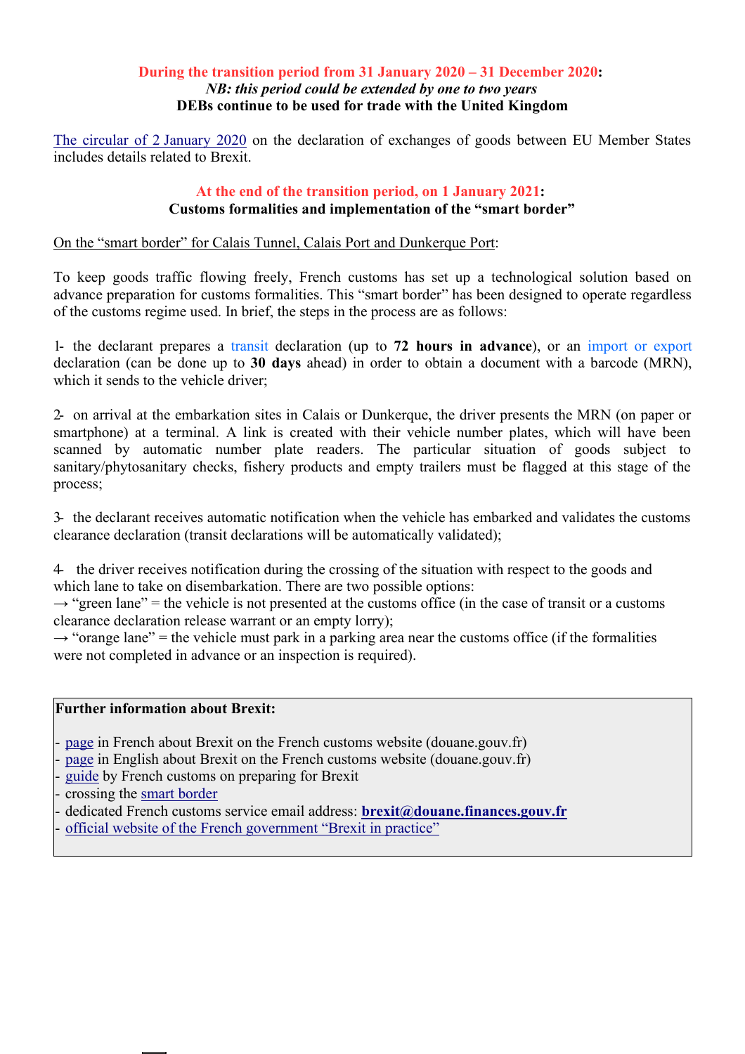**During the transition period from 31 January 2020 – 31 December 2020:**
***NB: this period could be extended by one to two years***
**DEBs continue to be used for trade with the United Kingdom**

The circular of 2 January 2020 on the declaration of exchanges of goods between EU Member States includes details related to Brexit.

**At the end of the transition period, on 1 January 2021:**
**Customs formalities and implementation of the "smart border"**

On the "smart border" for Calais Tunnel, Calais Port and Dunkerque Port:

To keep goods traffic flowing freely, French customs has set up a technological solution based on advance preparation for customs formalities. This "smart border" has been designed to operate regardless of the customs regime used. In brief, the steps in the process are as follows:

1- the declarant prepares a transit declaration (up to **72 hours in advance**), or an import or export declaration (can be done up to **30 days** ahead) in order to obtain a document with a barcode (MRN), which it sends to the vehicle driver;

2- on arrival at the embarkation sites in Calais or Dunkerque, the driver presents the MRN (on paper or smartphone) at a terminal. A link is created with their vehicle number plates, which will have been scanned by automatic number plate readers. The particular situation of goods subject to sanitary/phytosanitary checks, fishery products and empty trailers must be flagged at this stage of the process;

3- the declarant receives automatic notification when the vehicle has embarked and validates the customs clearance declaration (transit declarations will be automatically validated);

4- the driver receives notification during the crossing of the situation with respect to the goods and which lane to take on disembarkation. There are two possible options:
→ "green lane" = the vehicle is not presented at the customs office (in the case of transit or a customs clearance declaration release warrant or an empty lorry);
→ "orange lane" = the vehicle must park in a parking area near the customs office (if the formalities were not completed in advance or an inspection is required).

**Further information about Brexit:**

- page in French about Brexit on the French customs website (douane.gouv.fr)
- page in English about Brexit on the French customs website (douane.gouv.fr)
- guide by French customs on preparing for Brexit
- crossing the smart border
- dedicated French customs service email address: **brexit@douane.finances.gouv.fr**
- official website of the French government "Brexit in practice"